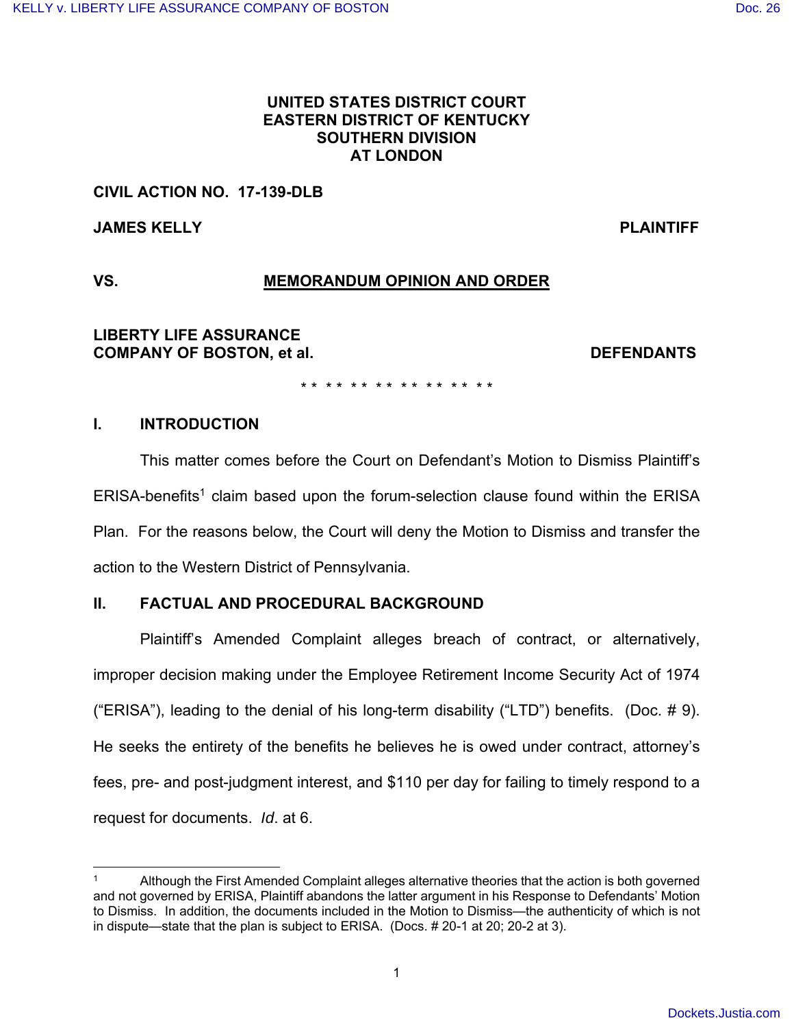**UNITED STATES DISTRICT COURT**
**EASTERN DISTRICT OF KENTUCKY**
**SOUTHERN DIVISION**
**AT LONDON**

**CIVIL ACTION NO. 17-139-DLB**

**JAMES KELLY** **PLAINTIFF**

**VS.** **MEMORANDUM OPINION AND ORDER**

**LIBERTY LIFE ASSURANCE COMPANY OF BOSTON, et al.** **DEFENDANTS**

\* \* \* \* \* \* \* \* \* \* \* \* \* \* \* \* \* \*

## I. INTRODUCTION

This matter comes before the Court on Defendant's Motion to Dismiss Plaintiff's ERISA-benefits[1] claim based upon the forum-selection clause found within the ERISA Plan. For the reasons below, the Court will deny the Motion to Dismiss and transfer the action to the Western District of Pennsylvania.

## II. FACTUAL AND PROCEDURAL BACKGROUND

Plaintiff's Amended Complaint alleges breach of contract, or alternatively, improper decision making under the Employee Retirement Income Security Act of 1974 ("ERISA"), leading to the denial of his long-term disability ("LTD") benefits. (Doc. # 9). He seeks the entirety of the benefits he believes he is owed under contract, attorney's fees, pre- and post-judgment interest, and $110 per day for failing to timely respond to a request for documents. *Id.* at 6.

---

[1] Although the First Amended Complaint alleges alternative theories that the action is both governed and not governed by ERISA, Plaintiff abandons the latter argument in his Response to Defendants' Motion to Dismiss. In addition, the documents included in the Motion to Dismiss—the authenticity of which is not in dispute—state that the plan is subject to ERISA. (Docs. # 20-1 at 20; 20-2 at 3).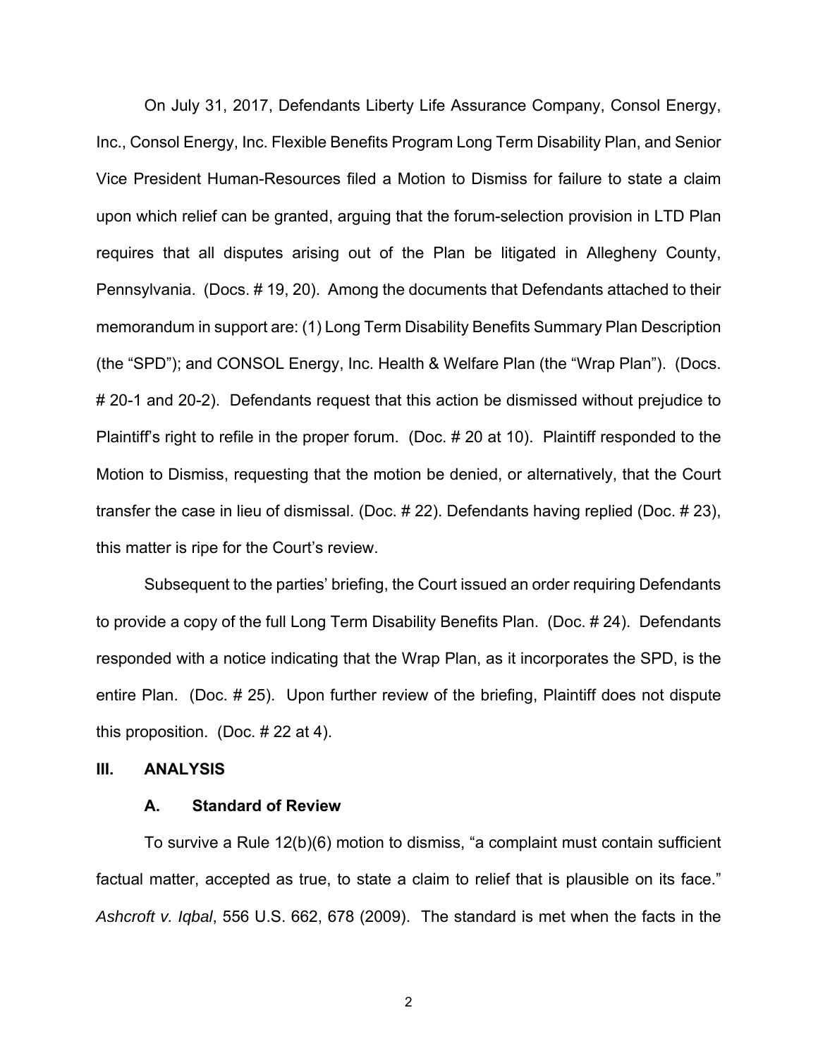On July 31, 2017, Defendants Liberty Life Assurance Company, Consol Energy, Inc., Consol Energy, Inc. Flexible Benefits Program Long Term Disability Plan, and Senior Vice President Human-Resources filed a Motion to Dismiss for failure to state a claim upon which relief can be granted, arguing that the forum-selection provision in LTD Plan requires that all disputes arising out of the Plan be litigated in Allegheny County, Pennsylvania. (Docs. # 19, 20). Among the documents that Defendants attached to their memorandum in support are: (1) Long Term Disability Benefits Summary Plan Description (the "SPD"); and CONSOL Energy, Inc. Health & Welfare Plan (the "Wrap Plan"). (Docs. # 20-1 and 20-2). Defendants request that this action be dismissed without prejudice to Plaintiff's right to refile in the proper forum. (Doc. # 20 at 10). Plaintiff responded to the Motion to Dismiss, requesting that the motion be denied, or alternatively, that the Court transfer the case in lieu of dismissal. (Doc. # 22). Defendants having replied (Doc. # 23), this matter is ripe for the Court's review.

Subsequent to the parties' briefing, the Court issued an order requiring Defendants to provide a copy of the full Long Term Disability Benefits Plan. (Doc. # 24). Defendants responded with a notice indicating that the Wrap Plan, as it incorporates the SPD, is the entire Plan. (Doc. # 25). Upon further review of the briefing, Plaintiff does not dispute this proposition. (Doc. # 22 at 4).

## III. ANALYSIS

### A. Standard of Review

To survive a Rule 12(b)(6) motion to dismiss, "a complaint must contain sufficient factual matter, accepted as true, to state a claim to relief that is plausible on its face." *Ashcroft v. Iqbal*, 556 U.S. 662, 678 (2009). The standard is met when the facts in the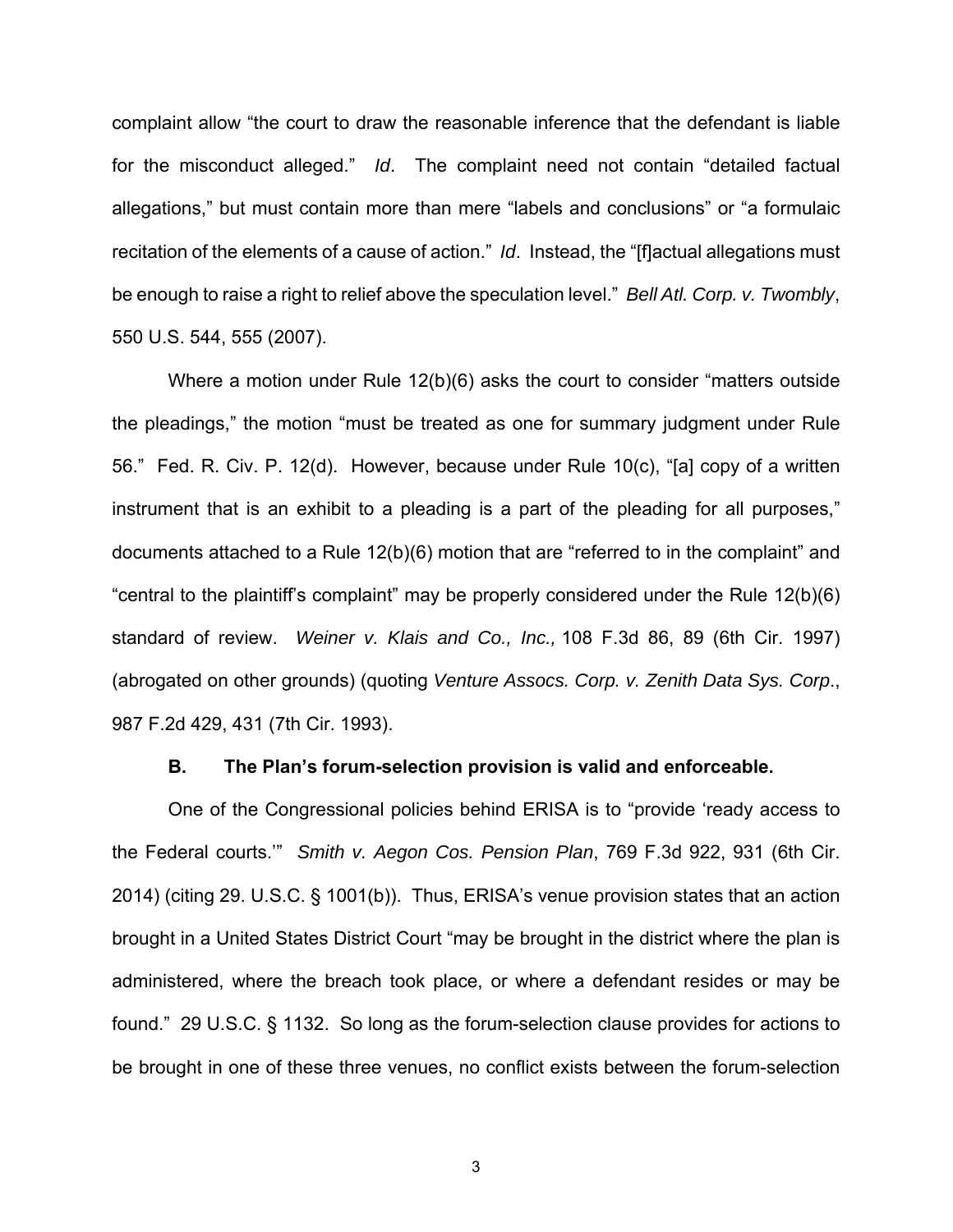complaint allow "the court to draw the reasonable inference that the defendant is liable for the misconduct alleged." *Id*. The complaint need not contain "detailed factual allegations," but must contain more than mere "labels and conclusions" or "a formulaic recitation of the elements of a cause of action." *Id*. Instead, the "[f]actual allegations must be enough to raise a right to relief above the speculation level." *Bell Atl. Corp. v. Twombly*, 550 U.S. 544, 555 (2007).

Where a motion under Rule 12(b)(6) asks the court to consider "matters outside the pleadings," the motion "must be treated as one for summary judgment under Rule 56." Fed. R. Civ. P. 12(d). However, because under Rule 10(c), "[a] copy of a written instrument that is an exhibit to a pleading is a part of the pleading for all purposes," documents attached to a Rule 12(b)(6) motion that are "referred to in the complaint" and "central to the plaintiff's complaint" may be properly considered under the Rule 12(b)(6) standard of review. *Weiner v. Klais and Co., Inc.,* 108 F.3d 86, 89 (6th Cir. 1997) (abrogated on other grounds) (quoting *Venture Assocs. Corp. v. Zenith Data Sys. Corp*., 987 F.2d 429, 431 (7th Cir. 1993).

### B. The Plan's forum-selection provision is valid and enforceable.

One of the Congressional policies behind ERISA is to "provide 'ready access to the Federal courts.'" *Smith v. Aegon Cos. Pension Plan*, 769 F.3d 922, 931 (6th Cir. 2014) (citing 29. U.S.C. § 1001(b)). Thus, ERISA's venue provision states that an action brought in a United States District Court "may be brought in the district where the plan is administered, where the breach took place, or where a defendant resides or may be found." 29 U.S.C. § 1132. So long as the forum-selection clause provides for actions to be brought in one of these three venues, no conflict exists between the forum-selection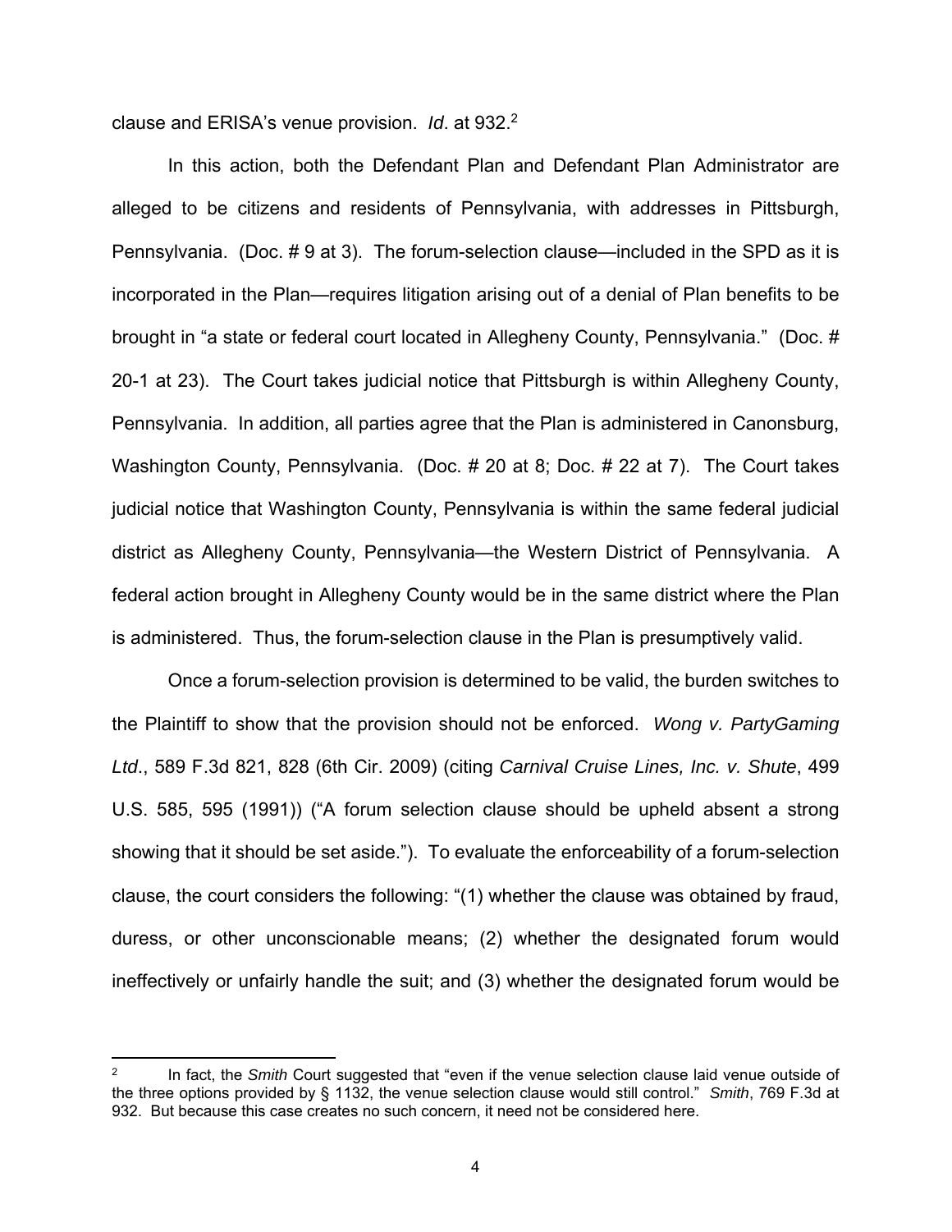clause and ERISA's venue provision. *Id*. at 932.[2]

In this action, both the Defendant Plan and Defendant Plan Administrator are alleged to be citizens and residents of Pennsylvania, with addresses in Pittsburgh, Pennsylvania. (Doc. # 9 at 3). The forum-selection clause—included in the SPD as it is incorporated in the Plan—requires litigation arising out of a denial of Plan benefits to be brought in "a state or federal court located in Allegheny County, Pennsylvania." (Doc. # 20-1 at 23). The Court takes judicial notice that Pittsburgh is within Allegheny County, Pennsylvania. In addition, all parties agree that the Plan is administered in Canonsburg, Washington County, Pennsylvania. (Doc. # 20 at 8; Doc. # 22 at 7). The Court takes judicial notice that Washington County, Pennsylvania is within the same federal judicial district as Allegheny County, Pennsylvania—the Western District of Pennsylvania. A federal action brought in Allegheny County would be in the same district where the Plan is administered. Thus, the forum-selection clause in the Plan is presumptively valid.

Once a forum-selection provision is determined to be valid, the burden switches to the Plaintiff to show that the provision should not be enforced. *Wong v. PartyGaming Ltd*., 589 F.3d 821, 828 (6th Cir. 2009) (citing *Carnival Cruise Lines, Inc. v. Shute*, 499 U.S. 585, 595 (1991)) ("A forum selection clause should be upheld absent a strong showing that it should be set aside."). To evaluate the enforceability of a forum-selection clause, the court considers the following: "(1) whether the clause was obtained by fraud, duress, or other unconscionable means; (2) whether the designated forum would ineffectively or unfairly handle the suit; and (3) whether the designated forum would be

---

[2] In fact, the *Smith* Court suggested that "even if the venue selection clause laid venue outside of the three options provided by § 1132, the venue selection clause would still control." *Smith*, 769 F.3d at 932. But because this case creates no such concern, it need not be considered here.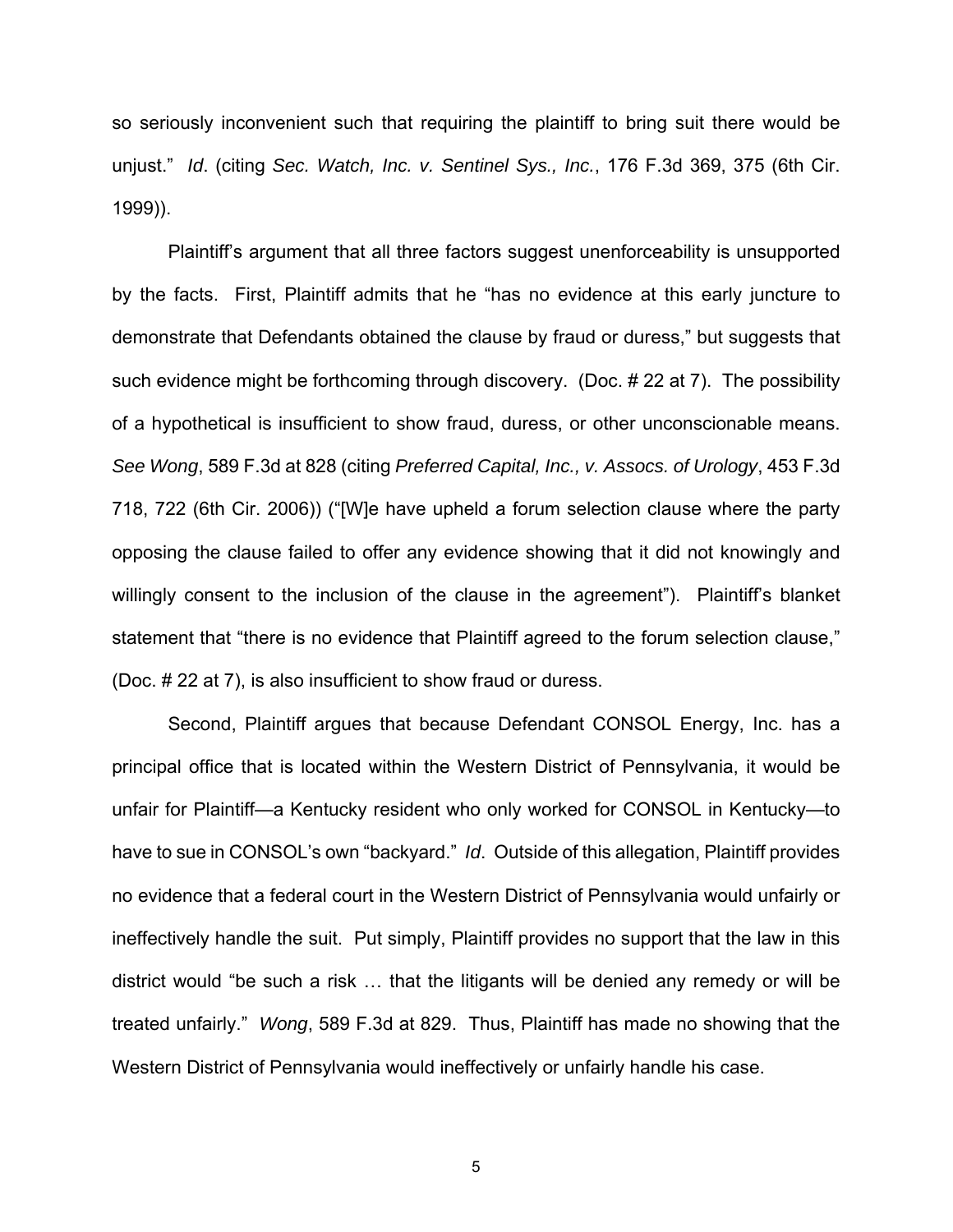so seriously inconvenient such that requiring the plaintiff to bring suit there would be unjust." *Id*. (citing *Sec. Watch, Inc. v. Sentinel Sys., Inc.*, 176 F.3d 369, 375 (6th Cir. 1999)).

Plaintiff's argument that all three factors suggest unenforceability is unsupported by the facts. First, Plaintiff admits that he "has no evidence at this early juncture to demonstrate that Defendants obtained the clause by fraud or duress," but suggests that such evidence might be forthcoming through discovery. (Doc. # 22 at 7). The possibility of a hypothetical is insufficient to show fraud, duress, or other unconscionable means. *See Wong*, 589 F.3d at 828 (citing *Preferred Capital, Inc., v. Assocs. of Urology*, 453 F.3d 718, 722 (6th Cir. 2006)) ("[W]e have upheld a forum selection clause where the party opposing the clause failed to offer any evidence showing that it did not knowingly and willingly consent to the inclusion of the clause in the agreement"). Plaintiff's blanket statement that "there is no evidence that Plaintiff agreed to the forum selection clause," (Doc. # 22 at 7), is also insufficient to show fraud or duress.

Second, Plaintiff argues that because Defendant CONSOL Energy, Inc. has a principal office that is located within the Western District of Pennsylvania, it would be unfair for Plaintiff—a Kentucky resident who only worked for CONSOL in Kentucky—to have to sue in CONSOL's own "backyard." *Id*. Outside of this allegation, Plaintiff provides no evidence that a federal court in the Western District of Pennsylvania would unfairly or ineffectively handle the suit. Put simply, Plaintiff provides no support that the law in this district would "be such a risk … that the litigants will be denied any remedy or will be treated unfairly." *Wong*, 589 F.3d at 829. Thus, Plaintiff has made no showing that the Western District of Pennsylvania would ineffectively or unfairly handle his case.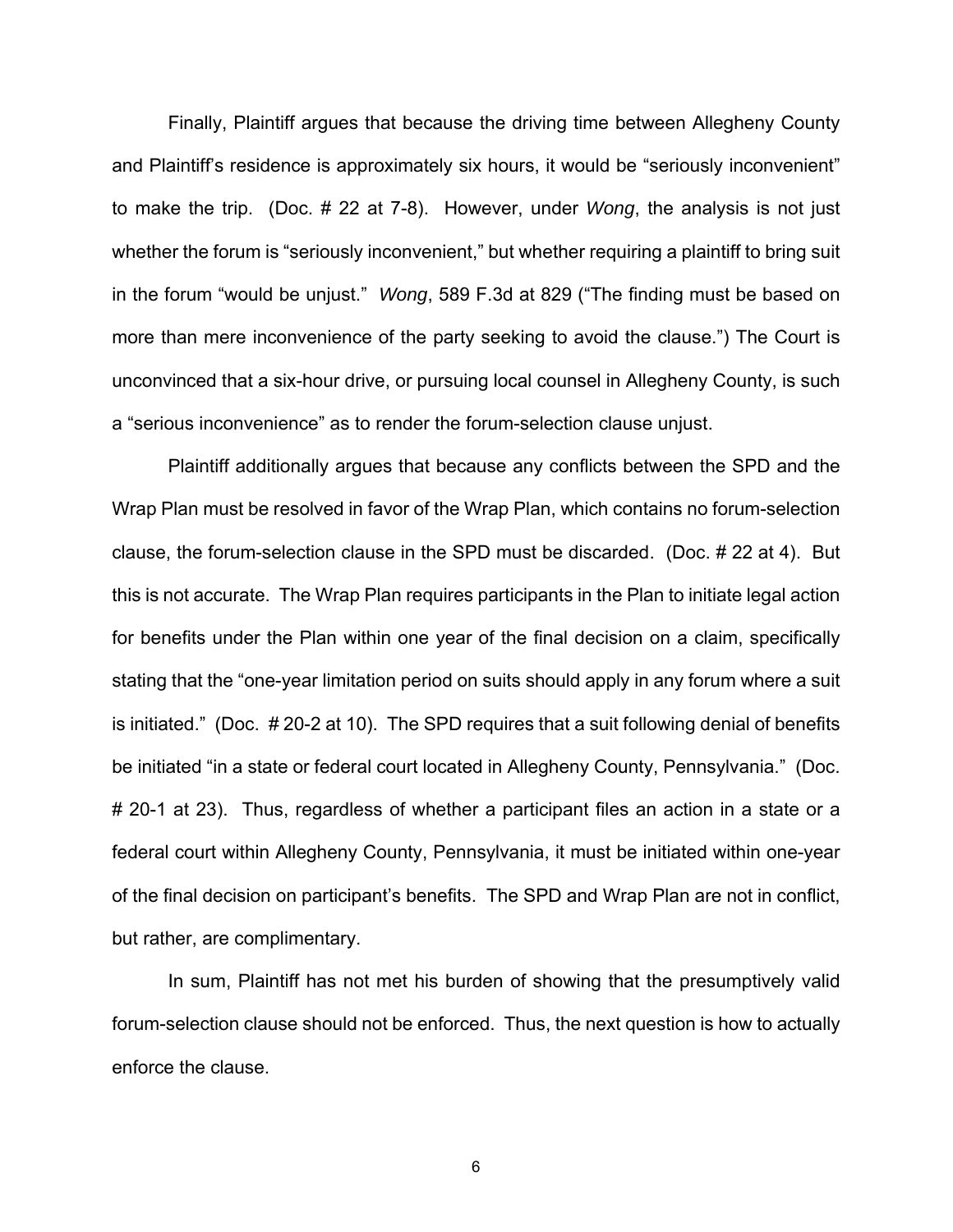Finally, Plaintiff argues that because the driving time between Allegheny County and Plaintiff's residence is approximately six hours, it would be "seriously inconvenient" to make the trip. (Doc. # 22 at 7-8). However, under *Wong*, the analysis is not just whether the forum is "seriously inconvenient," but whether requiring a plaintiff to bring suit in the forum "would be unjust." *Wong*, 589 F.3d at 829 ("The finding must be based on more than mere inconvenience of the party seeking to avoid the clause.") The Court is unconvinced that a six-hour drive, or pursuing local counsel in Allegheny County, is such a "serious inconvenience" as to render the forum-selection clause unjust.

Plaintiff additionally argues that because any conflicts between the SPD and the Wrap Plan must be resolved in favor of the Wrap Plan, which contains no forum-selection clause, the forum-selection clause in the SPD must be discarded. (Doc. # 22 at 4). But this is not accurate. The Wrap Plan requires participants in the Plan to initiate legal action for benefits under the Plan within one year of the final decision on a claim, specifically stating that the "one-year limitation period on suits should apply in any forum where a suit is initiated." (Doc. # 20-2 at 10). The SPD requires that a suit following denial of benefits be initiated "in a state or federal court located in Allegheny County, Pennsylvania." (Doc. # 20-1 at 23). Thus, regardless of whether a participant files an action in a state or a federal court within Allegheny County, Pennsylvania, it must be initiated within one-year of the final decision on participant's benefits. The SPD and Wrap Plan are not in conflict, but rather, are complimentary.

In sum, Plaintiff has not met his burden of showing that the presumptively valid forum-selection clause should not be enforced. Thus, the next question is how to actually enforce the clause.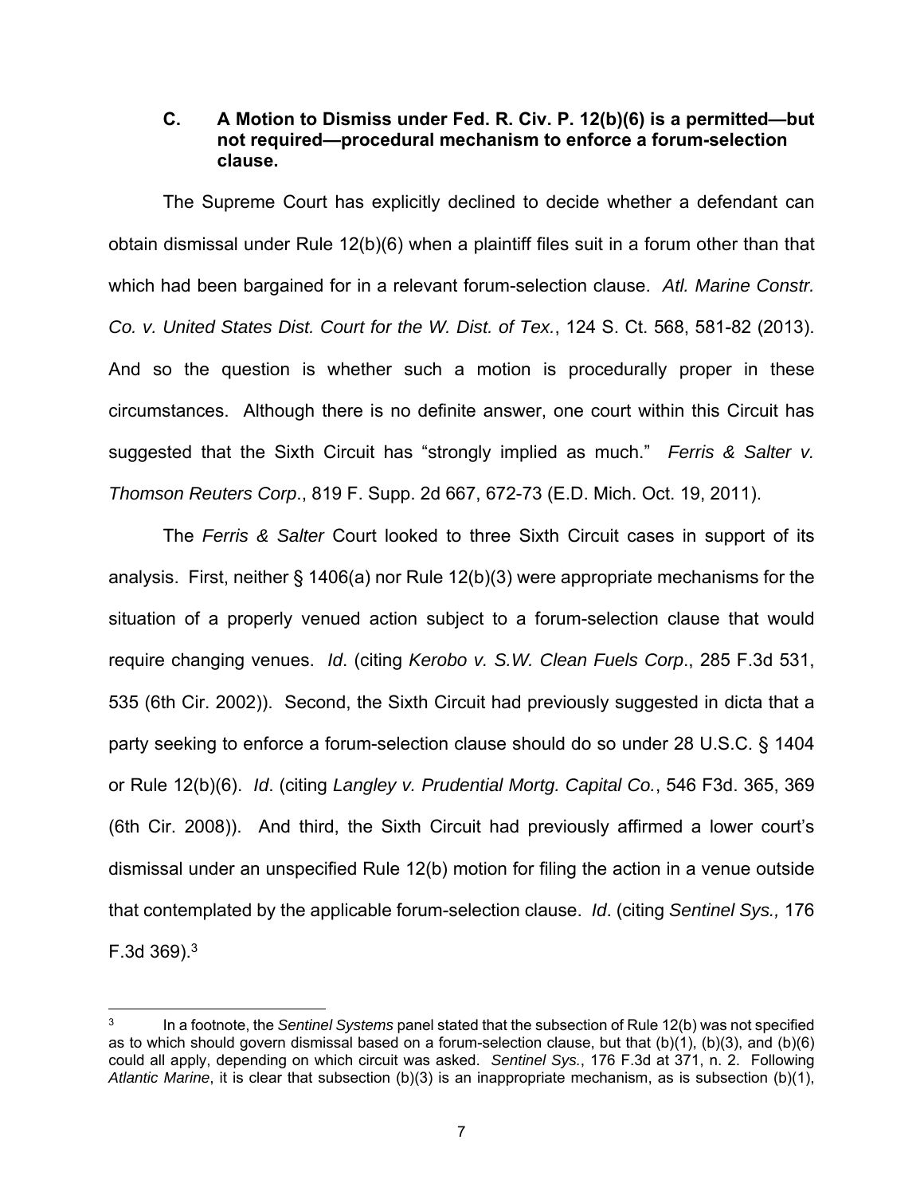### C. A Motion to Dismiss under Fed. R. Civ. P. 12(b)(6) is a permitted—but not required—procedural mechanism to enforce a forum-selection clause.

The Supreme Court has explicitly declined to decide whether a defendant can obtain dismissal under Rule 12(b)(6) when a plaintiff files suit in a forum other than that which had been bargained for in a relevant forum-selection clause. *Atl. Marine Constr. Co. v. United States Dist. Court for the W. Dist. of Tex.*, 124 S. Ct. 568, 581-82 (2013). And so the question is whether such a motion is procedurally proper in these circumstances. Although there is no definite answer, one court within this Circuit has suggested that the Sixth Circuit has "strongly implied as much." *Ferris & Salter v. Thomson Reuters Corp*., 819 F. Supp. 2d 667, 672-73 (E.D. Mich. Oct. 19, 2011).

The *Ferris & Salter* Court looked to three Sixth Circuit cases in support of its analysis. First, neither § 1406(a) nor Rule 12(b)(3) were appropriate mechanisms for the situation of a properly venued action subject to a forum-selection clause that would require changing venues. *Id*. (citing *Kerobo v. S.W. Clean Fuels Corp*., 285 F.3d 531, 535 (6th Cir. 2002)). Second, the Sixth Circuit had previously suggested in dicta that a party seeking to enforce a forum-selection clause should do so under 28 U.S.C. § 1404 or Rule 12(b)(6). *Id*. (citing *Langley v. Prudential Mortg. Capital Co.*, 546 F3d. 365, 369 (6th Cir. 2008)). And third, the Sixth Circuit had previously affirmed a lower court's dismissal under an unspecified Rule 12(b) motion for filing the action in a venue outside that contemplated by the applicable forum-selection clause. *Id*. (citing *Sentinel Sys.,* 176 F.3d 369).[3]

---

[3] In a footnote, the *Sentinel Systems* panel stated that the subsection of Rule 12(b) was not specified as to which should govern dismissal based on a forum-selection clause, but that (b)(1), (b)(3), and (b)(6) could all apply, depending on which circuit was asked. *Sentinel Sys.*, 176 F.3d at 371, n. 2. Following *Atlantic Marine*, it is clear that subsection (b)(3) is an inappropriate mechanism, as is subsection (b)(1),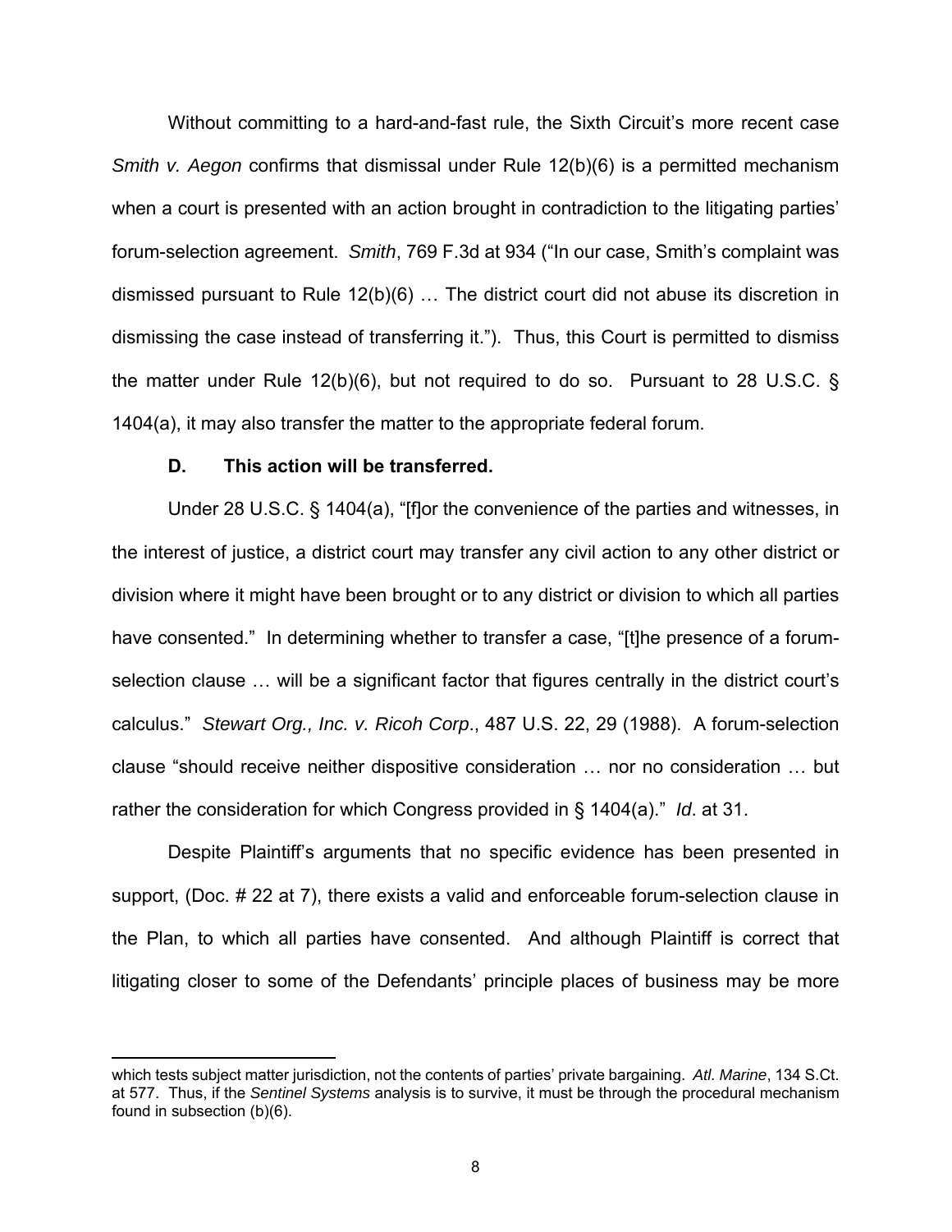Without committing to a hard-and-fast rule, the Sixth Circuit's more recent case *Smith v. Aegon* confirms that dismissal under Rule 12(b)(6) is a permitted mechanism when a court is presented with an action brought in contradiction to the litigating parties' forum-selection agreement. *Smith*, 769 F.3d at 934 ("In our case, Smith's complaint was dismissed pursuant to Rule 12(b)(6) … The district court did not abuse its discretion in dismissing the case instead of transferring it."). Thus, this Court is permitted to dismiss the matter under Rule 12(b)(6), but not required to do so. Pursuant to 28 U.S.C. § 1404(a), it may also transfer the matter to the appropriate federal forum.

**D. This action will be transferred.**

Under 28 U.S.C. § 1404(a), "[f]or the convenience of the parties and witnesses, in the interest of justice, a district court may transfer any civil action to any other district or division where it might have been brought or to any district or division to which all parties have consented." In determining whether to transfer a case, "[t]he presence of a forum-selection clause … will be a significant factor that figures centrally in the district court's calculus." *Stewart Org., Inc. v. Ricoh Corp*., 487 U.S. 22, 29 (1988). A forum-selection clause "should receive neither dispositive consideration … nor no consideration … but rather the consideration for which Congress provided in § 1404(a)." *Id*. at 31.

Despite Plaintiff's arguments that no specific evidence has been presented in support, (Doc. # 22 at 7), there exists a valid and enforceable forum-selection clause in the Plan, to which all parties have consented. And although Plaintiff is correct that litigating closer to some of the Defendants' principle places of business may be more

---

which tests subject matter jurisdiction, not the contents of parties' private bargaining. *Atl. Marine*, 134 S.Ct. at 577. Thus, if the *Sentinel Systems* analysis is to survive, it must be through the procedural mechanism found in subsection (b)(6).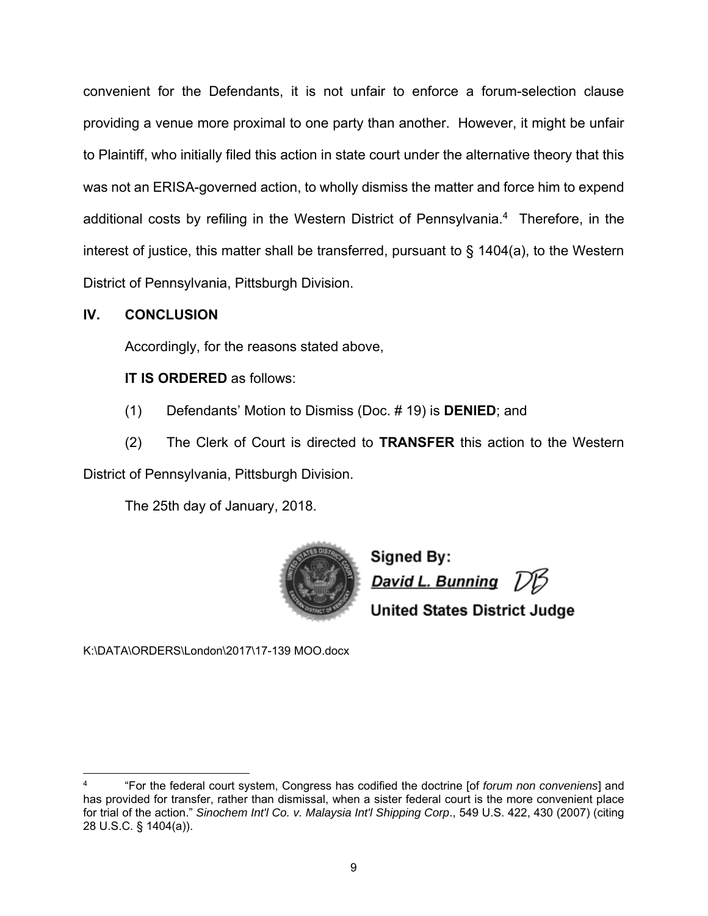convenient for the Defendants, it is not unfair to enforce a forum-selection clause providing a venue more proximal to one party than another. However, it might be unfair to Plaintiff, who initially filed this action in state court under the alternative theory that this was not an ERISA-governed action, to wholly dismiss the matter and force him to expend additional costs by refiling in the Western District of Pennsylvania.[4] Therefore, in the interest of justice, this matter shall be transferred, pursuant to § 1404(a), to the Western District of Pennsylvania, Pittsburgh Division.

## IV. CONCLUSION

Accordingly, for the reasons stated above,

**IT IS ORDERED** as follows:

(1) Defendants' Motion to Dismiss (Doc. # 19) is **DENIED**; and

(2) The Clerk of Court is directed to **TRANSFER** this action to the Western District of Pennsylvania, Pittsburgh Division.

The 25th day of January, 2018.

**Signed By:**
***David L. Bunning*** DB
**United States District Judge**

K:\DATA\ORDERS\London\2017\17-139 MOO.docx

---

[4] "For the federal court system, Congress has codified the doctrine [of *forum non conveniens*] and has provided for transfer, rather than dismissal, when a sister federal court is the more convenient place for trial of the action." *Sinochem Int'l Co. v. Malaysia Int'l Shipping Corp*., 549 U.S. 422, 430 (2007) (citing 28 U.S.C. § 1404(a)).